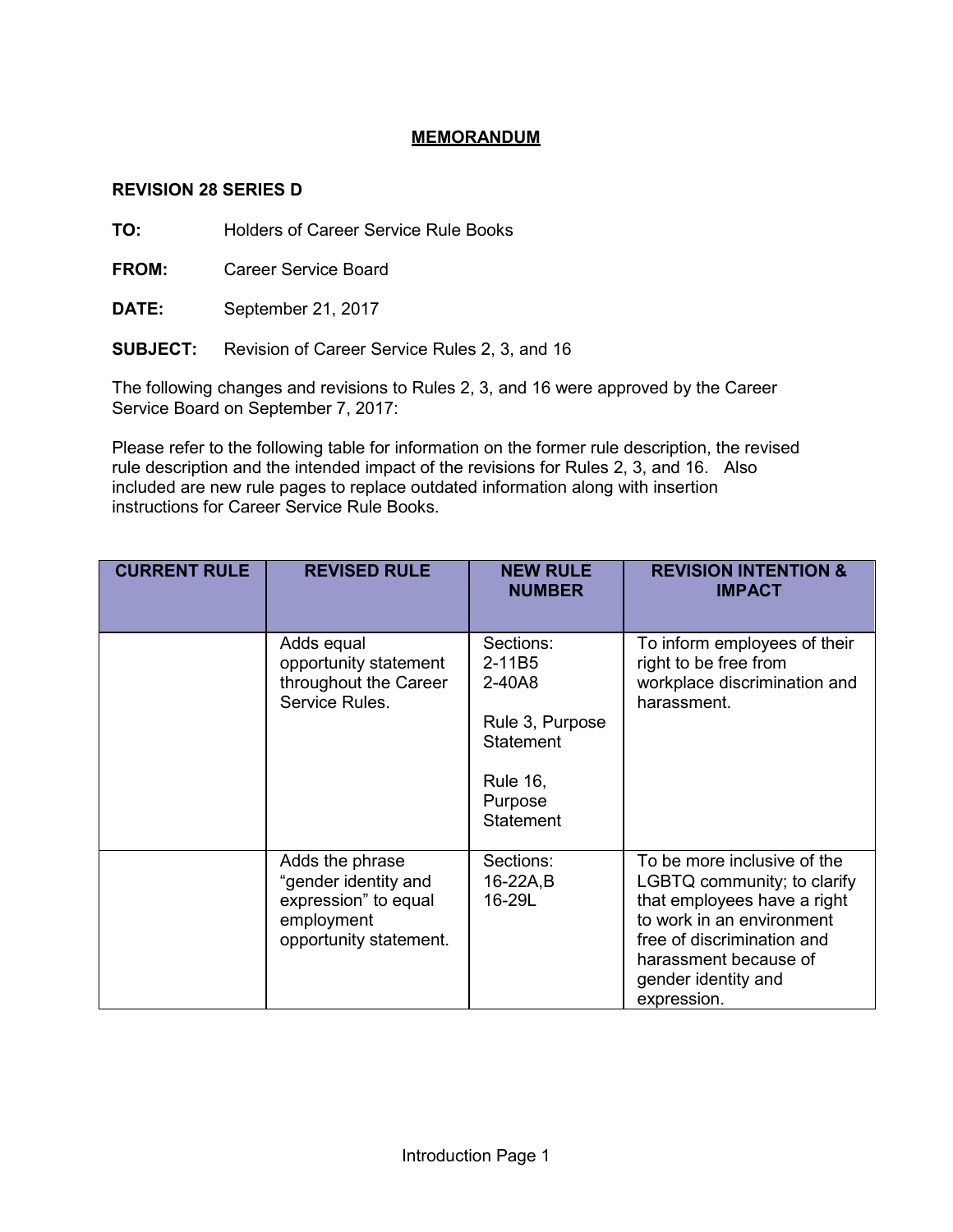# MEMORANDUM

**REVISION 28 SERIES D**

**TO:** Holders of Career Service Rule Books

**FROM:** Career Service Board

**DATE:** September 21, 2017

**SUBJECT:** Revision of Career Service Rules 2, 3, and 16

The following changes and revisions to Rules 2, 3, and 16 were approved by the Career Service Board on September 7, 2017:

Please refer to the following table for information on the former rule description, the revised rule description and the intended impact of the revisions for Rules 2, 3, and 16. Also included are new rule pages to replace outdated information along with insertion instructions for Career Service Rule Books.

| CURRENT RULE | REVISED RULE | NEW RULE NUMBER | REVISION INTENTION & IMPACT |
|---|---|---|---|
| | Adds equal opportunity statement throughout the Career Service Rules. | Sections: 2-11B5 2-40A8<br><br>Rule 3, Purpose Statement<br><br>Rule 16, Purpose Statement | To inform employees of their right to be free from workplace discrimination and harassment. |
| | Adds the phrase "gender identity and expression" to equal employment opportunity statement. | Sections: 16-22A,B 16-29L | To be more inclusive of the LGBTQ community; to clarify that employees have a right to work in an environment free of discrimination and harassment because of gender identity and expression. |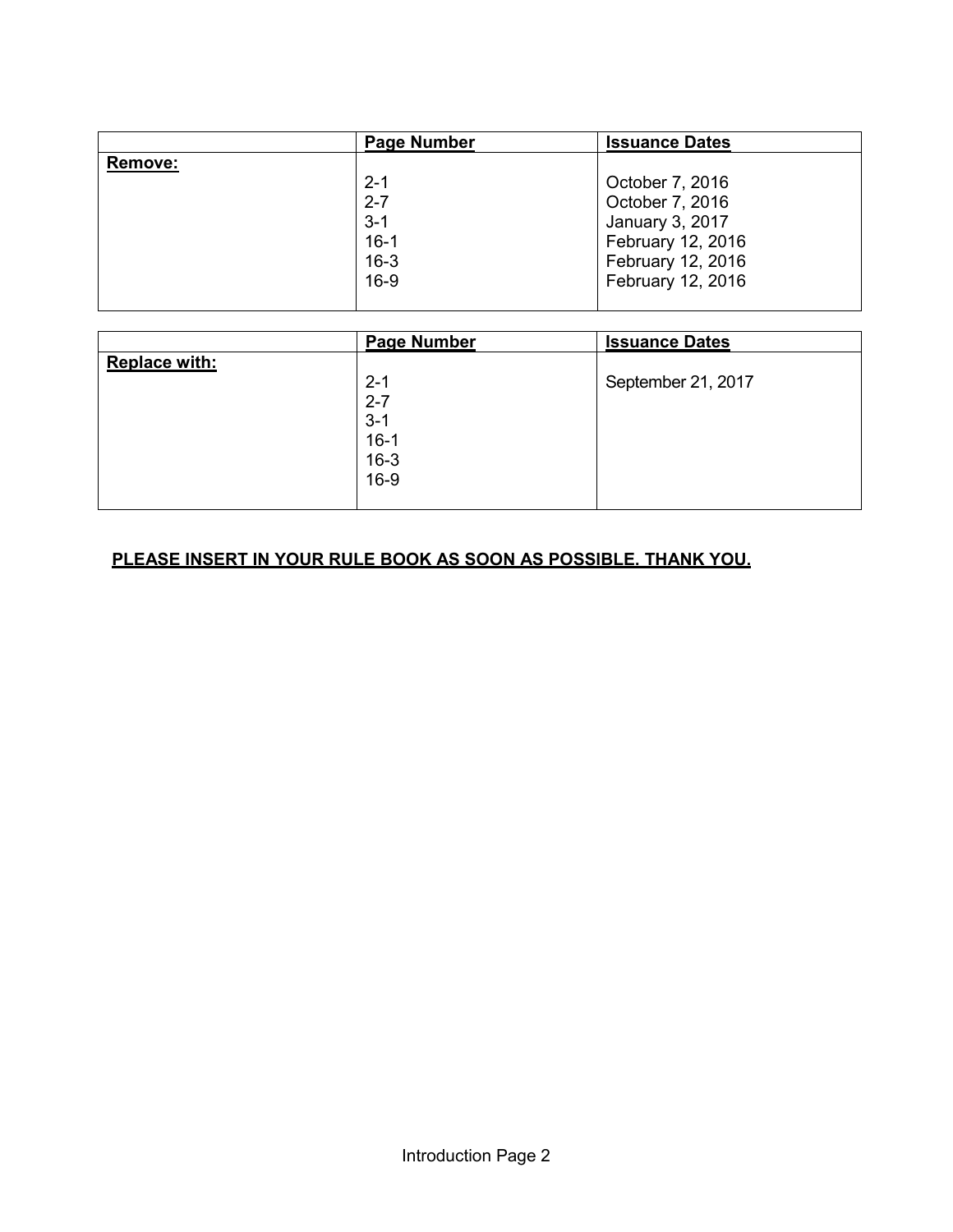| | **Page Number** | **Issuance Dates** |
|---|---|---|
| **Remove:** | | |
| | 2-1 | October 7, 2016 |
| | 2-7 | October 7, 2016 |
| | 3-1 | January 3, 2017 |
| | 16-1 | February 12, 2016 |
| | 16-3 | February 12, 2016 |
| | 16-9 | February 12, 2016 |

| | **Page Number** | **Issuance Dates** |
|---|---|---|
| **Replace with:** | | |
| | 2-1 | September 21, 2017 |
| | 2-7 | |
| | 3-1 | |
| | 16-1 | |
| | 16-3 | |
| | 16-9 | |

**PLEASE INSERT IN YOUR RULE BOOK AS SOON AS POSSIBLE. THANK YOU.**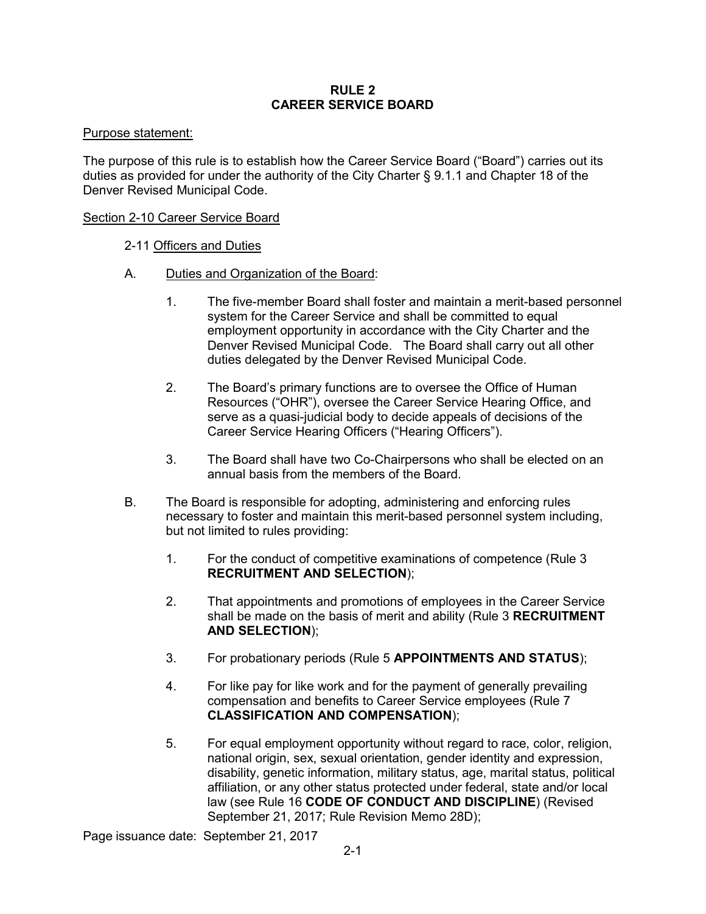# RULE 2
# CAREER SERVICE BOARD

Purpose statement:

The purpose of this rule is to establish how the Career Service Board ("Board") carries out its duties as provided for under the authority of the City Charter § 9.1.1 and Chapter 18 of the Denver Revised Municipal Code.

## Section 2-10 Career Service Board

### 2-11 Officers and Duties

A. Duties and Organization of the Board:

1. The five-member Board shall foster and maintain a merit-based personnel system for the Career Service and shall be committed to equal employment opportunity in accordance with the City Charter and the Denver Revised Municipal Code. The Board shall carry out all other duties delegated by the Denver Revised Municipal Code.

2. The Board's primary functions are to oversee the Office of Human Resources ("OHR"), oversee the Career Service Hearing Office, and serve as a quasi-judicial body to decide appeals of decisions of the Career Service Hearing Officers ("Hearing Officers").

3. The Board shall have two Co-Chairpersons who shall be elected on an annual basis from the members of the Board.

B. The Board is responsible for adopting, administering and enforcing rules necessary to foster and maintain this merit-based personnel system including, but not limited to rules providing:

1. For the conduct of competitive examinations of competence (Rule 3 **RECRUITMENT AND SELECTION**);

2. That appointments and promotions of employees in the Career Service shall be made on the basis of merit and ability (Rule 3 **RECRUITMENT AND SELECTION**);

3. For probationary periods (Rule 5 **APPOINTMENTS AND STATUS**);

4. For like pay for like work and for the payment of generally prevailing compensation and benefits to Career Service employees (Rule 7 **CLASSIFICATION AND COMPENSATION**);

5. For equal employment opportunity without regard to race, color, religion, national origin, sex, sexual orientation, gender identity and expression, disability, genetic information, military status, age, marital status, political affiliation, or any other status protected under federal, state and/or local law (see Rule 16 **CODE OF CONDUCT AND DISCIPLINE**) (Revised September 21, 2017; Rule Revision Memo 28D);

Page issuance date: September 21, 2017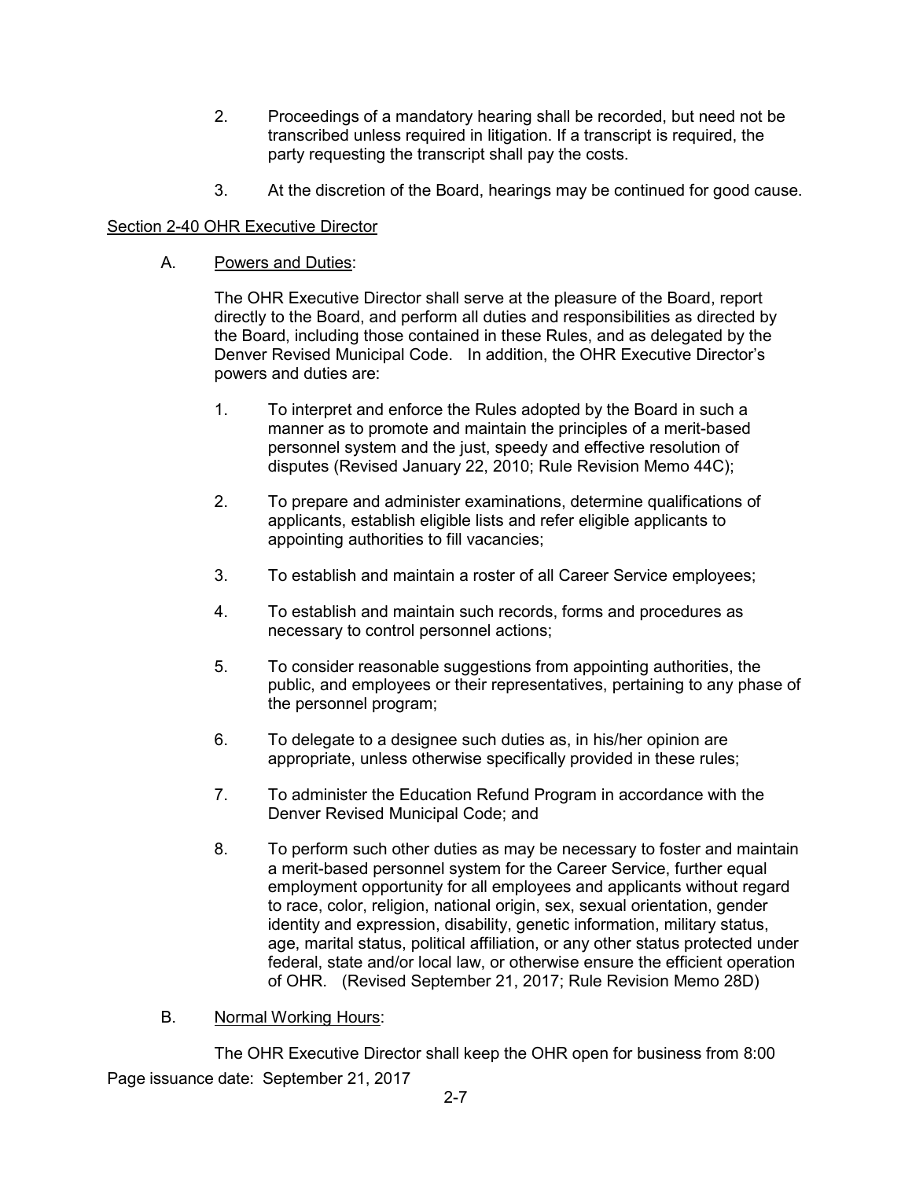2. Proceedings of a mandatory hearing shall be recorded, but need not be transcribed unless required in litigation. If a transcript is required, the party requesting the transcript shall pay the costs.

3. At the discretion of the Board, hearings may be continued for good cause.

## Section 2-40 OHR Executive Director

A. Powers and Duties:

The OHR Executive Director shall serve at the pleasure of the Board, report directly to the Board, and perform all duties and responsibilities as directed by the Board, including those contained in these Rules, and as delegated by the Denver Revised Municipal Code. In addition, the OHR Executive Director's powers and duties are:

1. To interpret and enforce the Rules adopted by the Board in such a manner as to promote and maintain the principles of a merit-based personnel system and the just, speedy and effective resolution of disputes (Revised January 22, 2010; Rule Revision Memo 44C);

2. To prepare and administer examinations, determine qualifications of applicants, establish eligible lists and refer eligible applicants to appointing authorities to fill vacancies;

3. To establish and maintain a roster of all Career Service employees;

4. To establish and maintain such records, forms and procedures as necessary to control personnel actions;

5. To consider reasonable suggestions from appointing authorities, the public, and employees or their representatives, pertaining to any phase of the personnel program;

6. To delegate to a designee such duties as, in his/her opinion are appropriate, unless otherwise specifically provided in these rules;

7. To administer the Education Refund Program in accordance with the Denver Revised Municipal Code; and

8. To perform such other duties as may be necessary to foster and maintain a merit-based personnel system for the Career Service, further equal employment opportunity for all employees and applicants without regard to race, color, religion, national origin, sex, sexual orientation, gender identity and expression, disability, genetic information, military status, age, marital status, political affiliation, or any other status protected under federal, state and/or local law, or otherwise ensure the efficient operation of OHR. (Revised September 21, 2017; Rule Revision Memo 28D)

B. Normal Working Hours:

The OHR Executive Director shall keep the OHR open for business from 8:00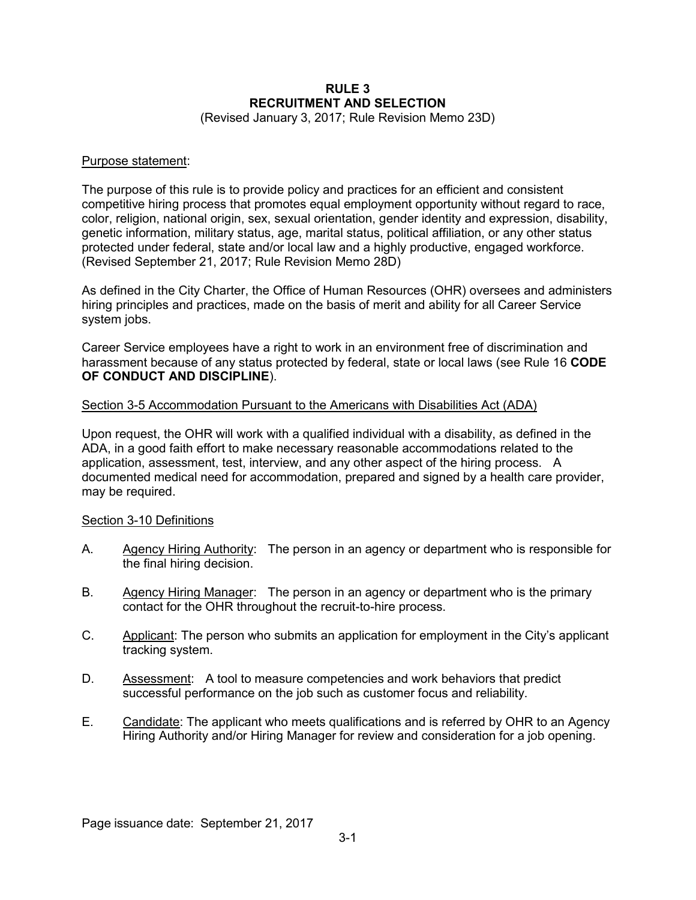# RULE 3
# RECRUITMENT AND SELECTION

(Revised January 3, 2017; Rule Revision Memo 23D)

Purpose statement:

The purpose of this rule is to provide policy and practices for an efficient and consistent competitive hiring process that promotes equal employment opportunity without regard to race, color, religion, national origin, sex, sexual orientation, gender identity and expression, disability, genetic information, military status, age, marital status, political affiliation, or any other status protected under federal, state and/or local law and a highly productive, engaged workforce. (Revised September 21, 2017; Rule Revision Memo 28D)

As defined in the City Charter, the Office of Human Resources (OHR) oversees and administers hiring principles and practices, made on the basis of merit and ability for all Career Service system jobs.

Career Service employees have a right to work in an environment free of discrimination and harassment because of any status protected by federal, state or local laws (see Rule 16 **CODE OF CONDUCT AND DISCIPLINE**).

## Section 3-5 Accommodation Pursuant to the Americans with Disabilities Act (ADA)

Upon request, the OHR will work with a qualified individual with a disability, as defined in the ADA, in a good faith effort to make necessary reasonable accommodations related to the application, assessment, test, interview, and any other aspect of the hiring process. A documented medical need for accommodation, prepared and signed by a health care provider, may be required.

## Section 3-10 Definitions

A. Agency Hiring Authority: The person in an agency or department who is responsible for the final hiring decision.

B. Agency Hiring Manager: The person in an agency or department who is the primary contact for the OHR throughout the recruit-to-hire process.

C. Applicant: The person who submits an application for employment in the City's applicant tracking system.

D. Assessment: A tool to measure competencies and work behaviors that predict successful performance on the job such as customer focus and reliability.

E. Candidate: The applicant who meets qualifications and is referred by OHR to an Agency Hiring Authority and/or Hiring Manager for review and consideration for a job opening.

Page issuance date: September 21, 2017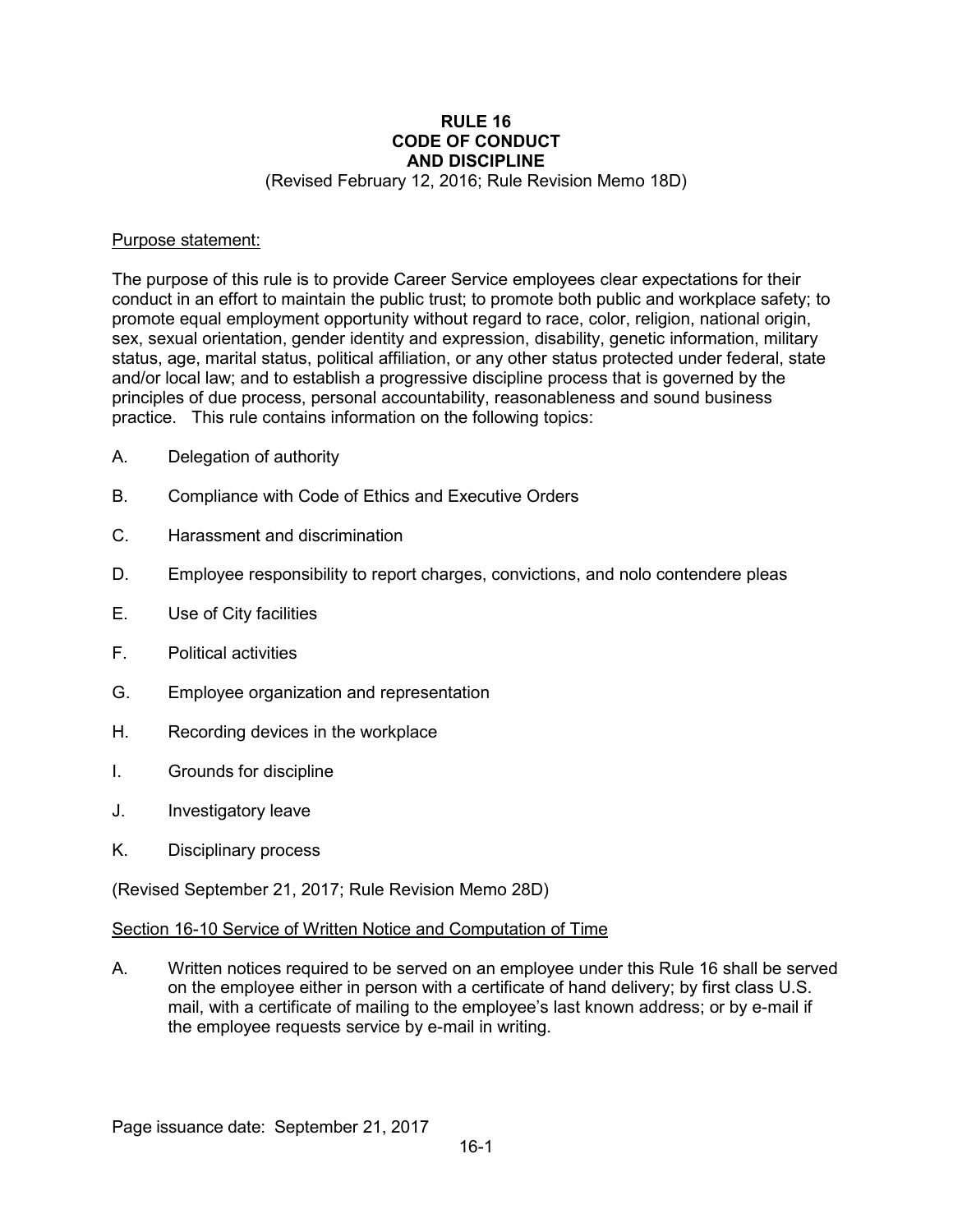# RULE 16
# CODE OF CONDUCT
# AND DISCIPLINE

(Revised February 12, 2016; Rule Revision Memo 18D)

Purpose statement:

The purpose of this rule is to provide Career Service employees clear expectations for their conduct in an effort to maintain the public trust; to promote both public and workplace safety; to promote equal employment opportunity without regard to race, color, religion, national origin, sex, sexual orientation, gender identity and expression, disability, genetic information, military status, age, marital status, political affiliation, or any other status protected under federal, state and/or local law; and to establish a progressive discipline process that is governed by the principles of due process, personal accountability, reasonableness and sound business practice. This rule contains information on the following topics:

A. Delegation of authority

B. Compliance with Code of Ethics and Executive Orders

C. Harassment and discrimination

D. Employee responsibility to report charges, convictions, and nolo contendere pleas

E. Use of City facilities

F. Political activities

G. Employee organization and representation

H. Recording devices in the workplace

I. Grounds for discipline

J. Investigatory leave

K. Disciplinary process

(Revised September 21, 2017; Rule Revision Memo 28D)

Section 16-10 Service of Written Notice and Computation of Time

A. Written notices required to be served on an employee under this Rule 16 shall be served on the employee either in person with a certificate of hand delivery; by first class U.S. mail, with a certificate of mailing to the employee's last known address; or by e-mail if the employee requests service by e-mail in writing.

Page issuance date: September 21, 2017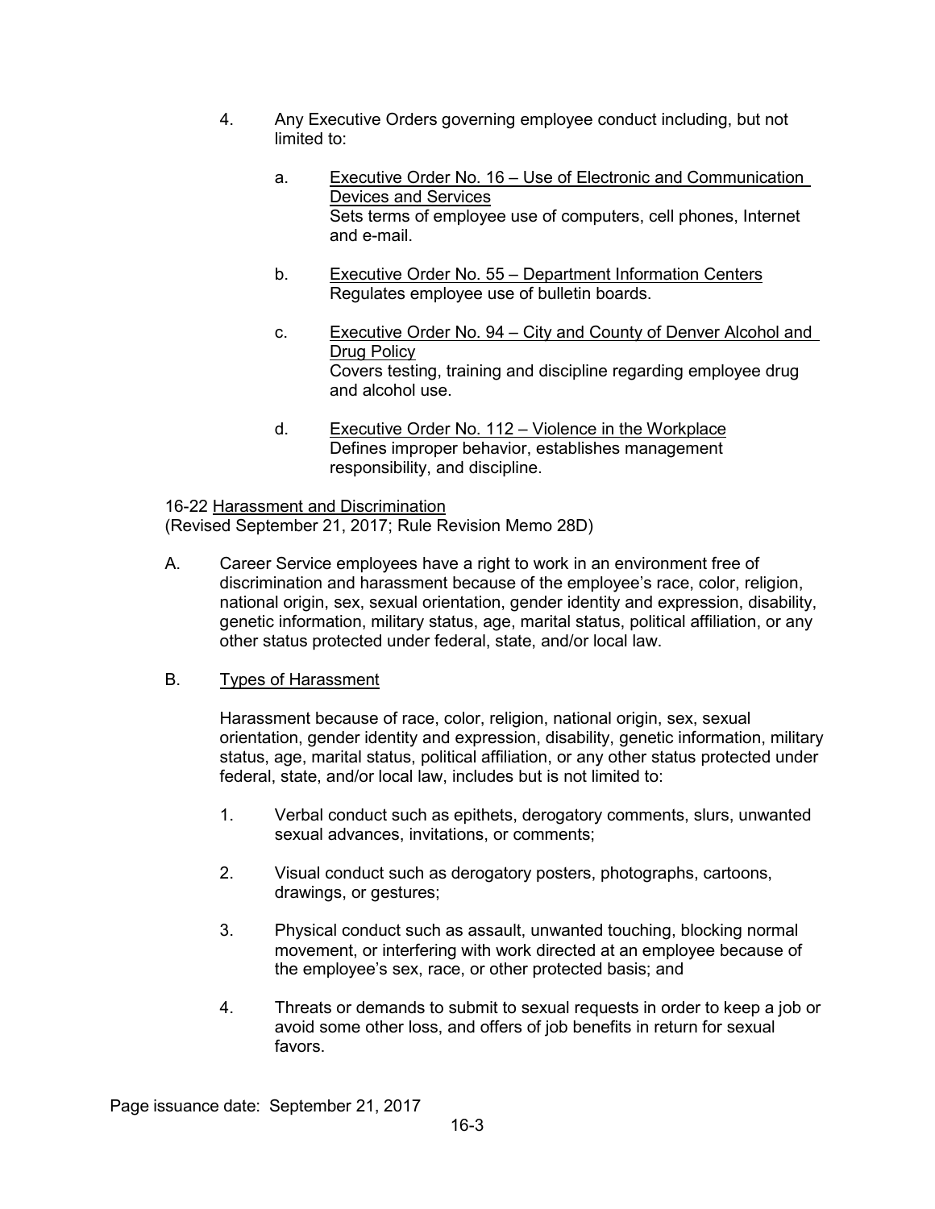4. Any Executive Orders governing employee conduct including, but not limited to:

   a. <u>Executive Order No. 16 – Use of Electronic and Communication Devices and Services</u>
      Sets terms of employee use of computers, cell phones, Internet and e-mail.

   b. <u>Executive Order No. 55 – Department Information Centers</u>
      Regulates employee use of bulletin boards.

   c. <u>Executive Order No. 94 – City and County of Denver Alcohol and Drug Policy</u>
      Covers testing, training and discipline regarding employee drug and alcohol use.

   d. <u>Executive Order No. 112 – Violence in the Workplace</u>
      Defines improper behavior, establishes management responsibility, and discipline.

16-22 <u>Harassment and Discrimination</u>
(Revised September 21, 2017; Rule Revision Memo 28D)

A. Career Service employees have a right to work in an environment free of discrimination and harassment because of the employee's race, color, religion, national origin, sex, sexual orientation, gender identity and expression, disability, genetic information, military status, age, marital status, political affiliation, or any other status protected under federal, state, and/or local law.

B. <u>Types of Harassment</u>

   Harassment because of race, color, religion, national origin, sex, sexual orientation, gender identity and expression, disability, genetic information, military status, age, marital status, political affiliation, or any other status protected under federal, state, and/or local law, includes but is not limited to:

   1. Verbal conduct such as epithets, derogatory comments, slurs, unwanted sexual advances, invitations, or comments;

   2. Visual conduct such as derogatory posters, photographs, cartoons, drawings, or gestures;

   3. Physical conduct such as assault, unwanted touching, blocking normal movement, or interfering with work directed at an employee because of the employee's sex, race, or other protected basis; and

   4. Threats or demands to submit to sexual requests in order to keep a job or avoid some other loss, and offers of job benefits in return for sexual favors.

Page issuance date: September 21, 2017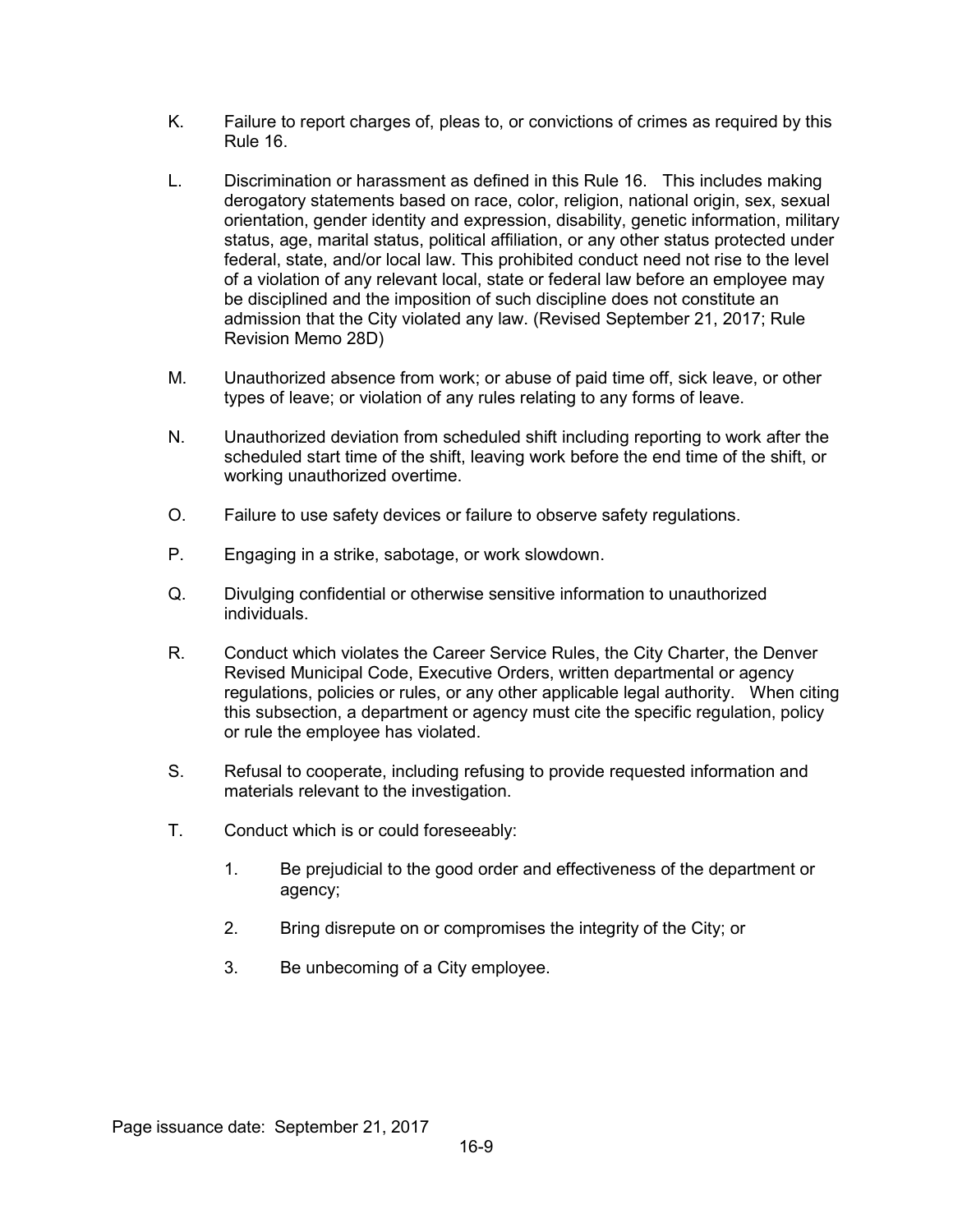K. Failure to report charges of, pleas to, or convictions of crimes as required by this Rule 16.

L. Discrimination or harassment as defined in this Rule 16. This includes making derogatory statements based on race, color, religion, national origin, sex, sexual orientation, gender identity and expression, disability, genetic information, military status, age, marital status, political affiliation, or any other status protected under federal, state, and/or local law. This prohibited conduct need not rise to the level of a violation of any relevant local, state or federal law before an employee may be disciplined and the imposition of such discipline does not constitute an admission that the City violated any law. (Revised September 21, 2017; Rule Revision Memo 28D)

M. Unauthorized absence from work; or abuse of paid time off, sick leave, or other types of leave; or violation of any rules relating to any forms of leave.

N. Unauthorized deviation from scheduled shift including reporting to work after the scheduled start time of the shift, leaving work before the end time of the shift, or working unauthorized overtime.

O. Failure to use safety devices or failure to observe safety regulations.

P. Engaging in a strike, sabotage, or work slowdown.

Q. Divulging confidential or otherwise sensitive information to unauthorized individuals.

R. Conduct which violates the Career Service Rules, the City Charter, the Denver Revised Municipal Code, Executive Orders, written departmental or agency regulations, policies or rules, or any other applicable legal authority. When citing this subsection, a department or agency must cite the specific regulation, policy or rule the employee has violated.

S. Refusal to cooperate, including refusing to provide requested information and materials relevant to the investigation.

T. Conduct which is or could foreseeably:

1. Be prejudicial to the good order and effectiveness of the department or agency;

2. Bring disrepute on or compromises the integrity of the City; or

3. Be unbecoming of a City employee.

Page issuance date: September 21, 2017